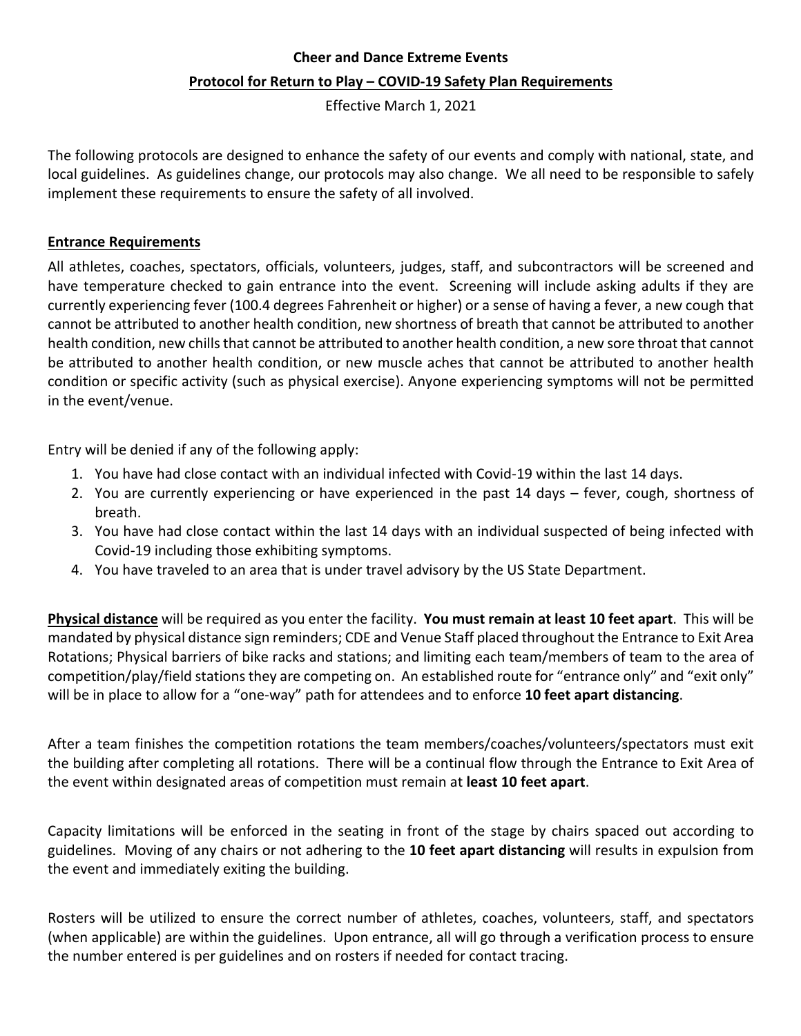**Cheer and Dance Extreme Events**

**Protocol for Return to Play – COVID-19 Safety Plan Requirements**

Effective March 1, 2021

The following protocols are designed to enhance the safety of our events and comply with national, state, and local guidelines. As guidelines change, our protocols may also change. We all need to be responsible to safely implement these requirements to ensure the safety of all involved.

**Entrance Requirements**

All athletes, coaches, spectators, officials, volunteers, judges, staff, and subcontractors will be screened and have temperature checked to gain entrance into the event. Screening will include asking adults if they are currently experiencing fever (100.4 degrees Fahrenheit or higher) or a sense of having a fever, a new cough that cannot be attributed to another health condition, new shortness of breath that cannot be attributed to another health condition, new chills that cannot be attributed to another health condition, a new sore throat that cannot be attributed to another health condition, or new muscle aches that cannot be attributed to another health condition or specific activity (such as physical exercise). Anyone experiencing symptoms will not be permitted in the event/venue.

Entry will be denied if any of the following apply:

1. You have had close contact with an individual infected with Covid-19 within the last 14 days.
2. You are currently experiencing or have experienced in the past 14 days – fever, cough, shortness of breath.
3. You have had close contact within the last 14 days with an individual suspected of being infected with Covid-19 including those exhibiting symptoms.
4. You have traveled to an area that is under travel advisory by the US State Department.

**Physical distance** will be required as you enter the facility. **You must remain at least 10 feet apart**. This will be mandated by physical distance sign reminders; CDE and Venue Staff placed throughout the Entrance to Exit Area Rotations; Physical barriers of bike racks and stations; and limiting each team/members of team to the area of competition/play/field stations they are competing on. An established route for "entrance only" and "exit only" will be in place to allow for a "one-way" path for attendees and to enforce **10 feet apart distancing**.

After a team finishes the competition rotations the team members/coaches/volunteers/spectators must exit the building after completing all rotations. There will be a continual flow through the Entrance to Exit Area of the event within designated areas of competition must remain at **least 10 feet apart**.

Capacity limitations will be enforced in the seating in front of the stage by chairs spaced out according to guidelines. Moving of any chairs or not adhering to the **10 feet apart distancing** will results in expulsion from the event and immediately exiting the building.

Rosters will be utilized to ensure the correct number of athletes, coaches, volunteers, staff, and spectators (when applicable) are within the guidelines. Upon entrance, all will go through a verification process to ensure the number entered is per guidelines and on rosters if needed for contact tracing.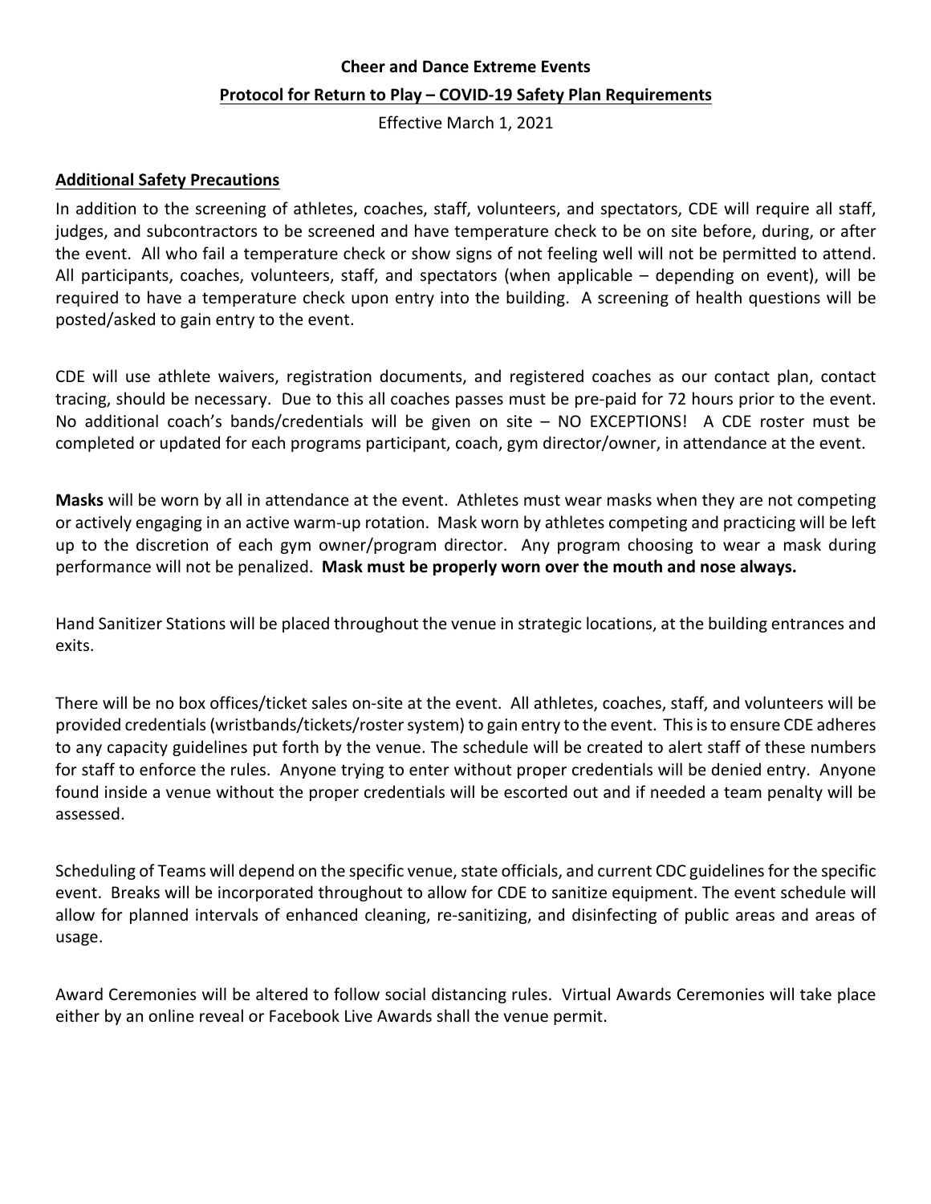**Cheer and Dance Extreme Events**

**Protocol for Return to Play – COVID-19 Safety Plan Requirements**

Effective March 1, 2021

## Additional Safety Precautions

In addition to the screening of athletes, coaches, staff, volunteers, and spectators, CDE will require all staff, judges, and subcontractors to be screened and have temperature check to be on site before, during, or after the event. All who fail a temperature check or show signs of not feeling well will not be permitted to attend. All participants, coaches, volunteers, staff, and spectators (when applicable – depending on event), will be required to have a temperature check upon entry into the building. A screening of health questions will be posted/asked to gain entry to the event.

CDE will use athlete waivers, registration documents, and registered coaches as our contact plan, contact tracing, should be necessary. Due to this all coaches passes must be pre-paid for 72 hours prior to the event. No additional coach's bands/credentials will be given on site – NO EXCEPTIONS! A CDE roster must be completed or updated for each programs participant, coach, gym director/owner, in attendance at the event.

**Masks** will be worn by all in attendance at the event. Athletes must wear masks when they are not competing or actively engaging in an active warm-up rotation. Mask worn by athletes competing and practicing will be left up to the discretion of each gym owner/program director. Any program choosing to wear a mask during performance will not be penalized. **Mask must be properly worn over the mouth and nose always.**

Hand Sanitizer Stations will be placed throughout the venue in strategic locations, at the building entrances and exits.

There will be no box offices/ticket sales on-site at the event. All athletes, coaches, staff, and volunteers will be provided credentials (wristbands/tickets/roster system) to gain entry to the event. This is to ensure CDE adheres to any capacity guidelines put forth by the venue. The schedule will be created to alert staff of these numbers for staff to enforce the rules. Anyone trying to enter without proper credentials will be denied entry. Anyone found inside a venue without the proper credentials will be escorted out and if needed a team penalty will be assessed.

Scheduling of Teams will depend on the specific venue, state officials, and current CDC guidelines for the specific event. Breaks will be incorporated throughout to allow for CDE to sanitize equipment. The event schedule will allow for planned intervals of enhanced cleaning, re-sanitizing, and disinfecting of public areas and areas of usage.

Award Ceremonies will be altered to follow social distancing rules. Virtual Awards Ceremonies will take place either by an online reveal or Facebook Live Awards shall the venue permit.